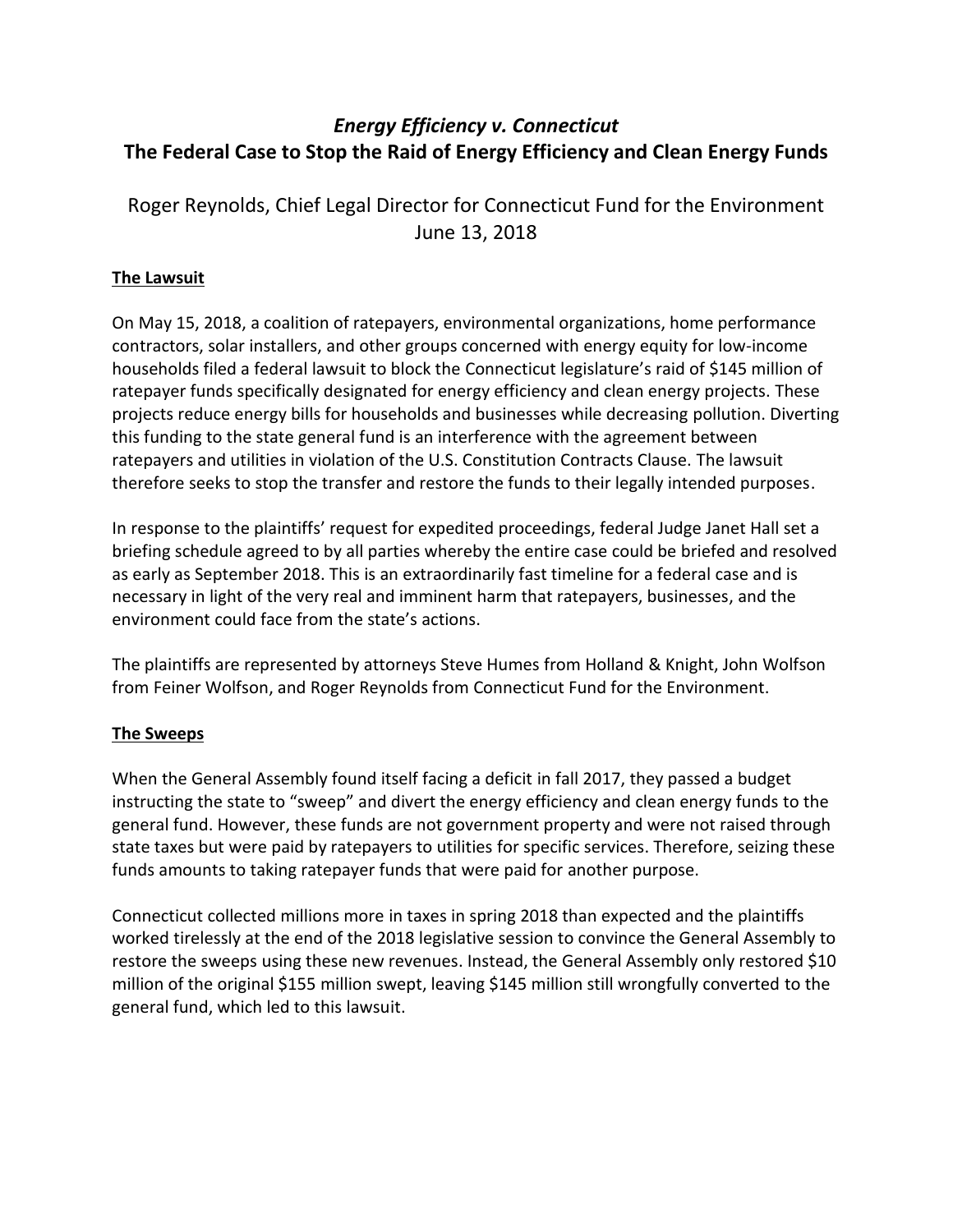# *Energy Efficiency v. Connecticut*
# The Federal Case to Stop the Raid of Energy Efficiency and Clean Energy Funds

Roger Reynolds, Chief Legal Director for Connecticut Fund for the Environment
June 13, 2018

## The Lawsuit

On May 15, 2018, a coalition of ratepayers, environmental organizations, home performance contractors, solar installers, and other groups concerned with energy equity for low-income households filed a federal lawsuit to block the Connecticut legislature's raid of $145 million of ratepayer funds specifically designated for energy efficiency and clean energy projects. These projects reduce energy bills for households and businesses while decreasing pollution. Diverting this funding to the state general fund is an interference with the agreement between ratepayers and utilities in violation of the U.S. Constitution Contracts Clause. The lawsuit therefore seeks to stop the transfer and restore the funds to their legally intended purposes.

In response to the plaintiffs' request for expedited proceedings, federal Judge Janet Hall set a briefing schedule agreed to by all parties whereby the entire case could be briefed and resolved as early as September 2018. This is an extraordinarily fast timeline for a federal case and is necessary in light of the very real and imminent harm that ratepayers, businesses, and the environment could face from the state's actions.

The plaintiffs are represented by attorneys Steve Humes from Holland & Knight, John Wolfson from Feiner Wolfson, and Roger Reynolds from Connecticut Fund for the Environment.

## The Sweeps

When the General Assembly found itself facing a deficit in fall 2017, they passed a budget instructing the state to "sweep" and divert the energy efficiency and clean energy funds to the general fund. However, these funds are not government property and were not raised through state taxes but were paid by ratepayers to utilities for specific services. Therefore, seizing these funds amounts to taking ratepayer funds that were paid for another purpose.

Connecticut collected millions more in taxes in spring 2018 than expected and the plaintiffs worked tirelessly at the end of the 2018 legislative session to convince the General Assembly to restore the sweeps using these new revenues. Instead, the General Assembly only restored $10 million of the original $155 million swept, leaving $145 million still wrongfully converted to the general fund, which led to this lawsuit.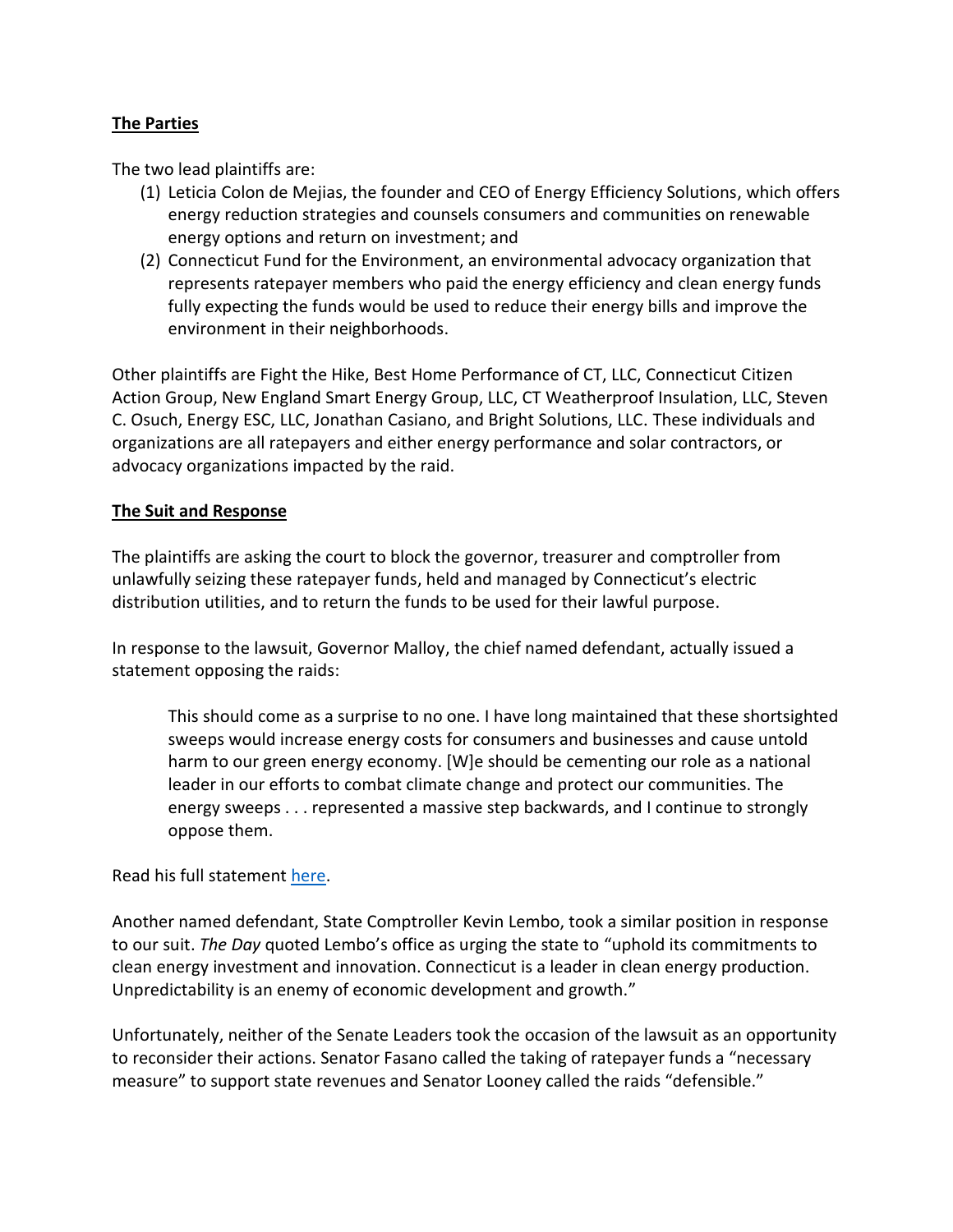**The Parties**

The two lead plaintiffs are:

(1) Leticia Colon de Mejias, the founder and CEO of Energy Efficiency Solutions, which offers energy reduction strategies and counsels consumers and communities on renewable energy options and return on investment; and

(2) Connecticut Fund for the Environment, an environmental advocacy organization that represents ratepayer members who paid the energy efficiency and clean energy funds fully expecting the funds would be used to reduce their energy bills and improve the environment in their neighborhoods.

Other plaintiffs are Fight the Hike, Best Home Performance of CT, LLC, Connecticut Citizen Action Group, New England Smart Energy Group, LLC, CT Weatherproof Insulation, LLC, Steven C. Osuch, Energy ESC, LLC, Jonathan Casiano, and Bright Solutions, LLC. These individuals and organizations are all ratepayers and either energy performance and solar contractors, or advocacy organizations impacted by the raid.

**The Suit and Response**

The plaintiffs are asking the court to block the governor, treasurer and comptroller from unlawfully seizing these ratepayer funds, held and managed by Connecticut's electric distribution utilities, and to return the funds to be used for their lawful purpose.

In response to the lawsuit, Governor Malloy, the chief named defendant, actually issued a statement opposing the raids:

> This should come as a surprise to no one. I have long maintained that these shortsighted sweeps would increase energy costs for consumers and businesses and cause untold harm to our green energy economy. [W]e should be cementing our role as a national leader in our efforts to combat climate change and protect our communities. The energy sweeps . . . represented a massive step backwards, and I continue to strongly oppose them.

Read his full statement [here](here).

Another named defendant, State Comptroller Kevin Lembo, took a similar position in response to our suit. *The Day* quoted Lembo's office as urging the state to "uphold its commitments to clean energy investment and innovation. Connecticut is a leader in clean energy production. Unpredictability is an enemy of economic development and growth."

Unfortunately, neither of the Senate Leaders took the occasion of the lawsuit as an opportunity to reconsider their actions. Senator Fasano called the taking of ratepayer funds a "necessary measure" to support state revenues and Senator Looney called the raids "defensible."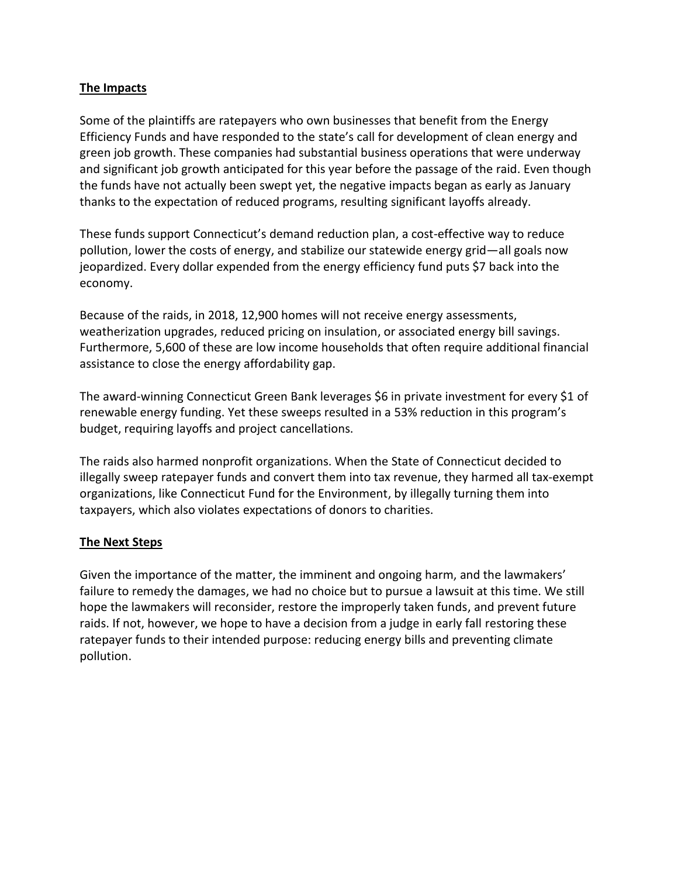**The Impacts**

Some of the plaintiffs are ratepayers who own businesses that benefit from the Energy Efficiency Funds and have responded to the state's call for development of clean energy and green job growth. These companies had substantial business operations that were underway and significant job growth anticipated for this year before the passage of the raid. Even though the funds have not actually been swept yet, the negative impacts began as early as January thanks to the expectation of reduced programs, resulting significant layoffs already.

These funds support Connecticut's demand reduction plan, a cost-effective way to reduce pollution, lower the costs of energy, and stabilize our statewide energy grid—all goals now jeopardized. Every dollar expended from the energy efficiency fund puts $7 back into the economy.

Because of the raids, in 2018, 12,900 homes will not receive energy assessments, weatherization upgrades, reduced pricing on insulation, or associated energy bill savings. Furthermore, 5,600 of these are low income households that often require additional financial assistance to close the energy affordability gap.

The award-winning Connecticut Green Bank leverages $6 in private investment for every $1 of renewable energy funding. Yet these sweeps resulted in a 53% reduction in this program's budget, requiring layoffs and project cancellations.

The raids also harmed nonprofit organizations. When the State of Connecticut decided to illegally sweep ratepayer funds and convert them into tax revenue, they harmed all tax-exempt organizations, like Connecticut Fund for the Environment, by illegally turning them into taxpayers, which also violates expectations of donors to charities.

**The Next Steps**

Given the importance of the matter, the imminent and ongoing harm, and the lawmakers' failure to remedy the damages, we had no choice but to pursue a lawsuit at this time. We still hope the lawmakers will reconsider, restore the improperly taken funds, and prevent future raids. If not, however, we hope to have a decision from a judge in early fall restoring these ratepayer funds to their intended purpose: reducing energy bills and preventing climate pollution.